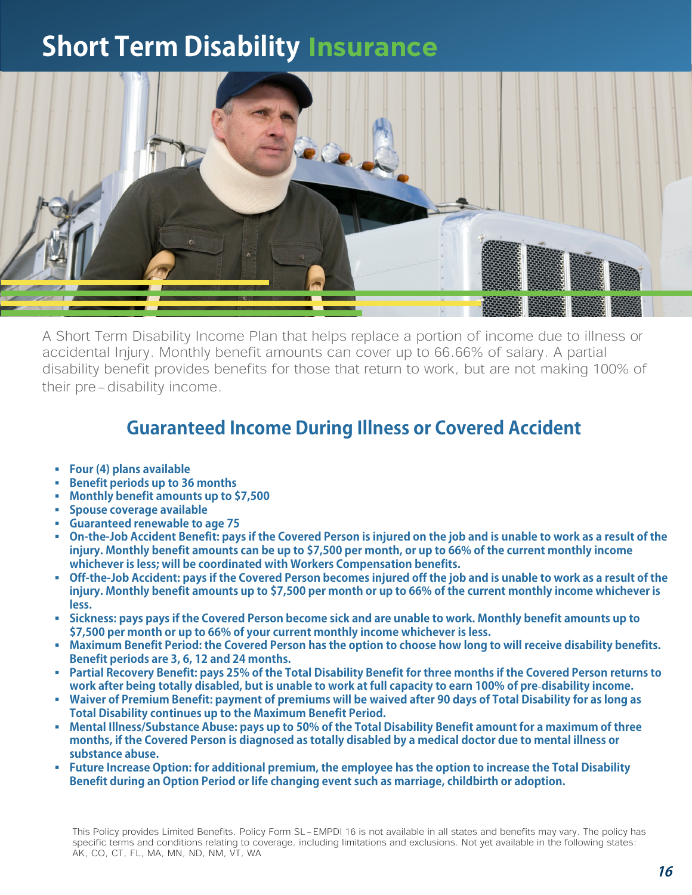# Short Term Disability Insurance

A Short Term Disability Income Plan that helps replace a portion of income due to illness or accidental Injury. Monthly benefit amounts can cover up to 66.66% of salary. A partial disability benefit provides benefits for those that return to work, but are not making 100% of their pre – disability income.

## Guaranteed Income During Illness or Covered Accident

- **Four (4) plans available**
- **Benefit periods up to 36 months**
- **Monthly benefit amounts up to $7,500**
- **Spouse coverage available**
- **Guaranteed renewable to age 75**
- **On-the-Job Accident Benefit: pays if the Covered Person is injured on the job and is unable to work as a result of the injury. Monthly benefit amounts can be up to $7,500 per month, or up to 66% of the current monthly income whichever is less; will be coordinated with Workers Compensation benefits.**
- **Off-the-Job Accident: pays if the Covered Person becomes injured off the job and is unable to work as a result of the injury. Monthly benefit amounts up to $7,500 per month or up to 66% of the current monthly income whichever is less.**
- **Sickness: pays pays if the Covered Person become sick and are unable to work. Monthly benefit amounts up to $7,500 per month or up to 66% of your current monthly income whichever is less.**
- **Maximum Benefit Period: the Covered Person has the option to choose how long to will receive disability benefits. Benefit periods are 3, 6, 12 and 24 months.**
- **Partial Recovery Benefit: pays 25% of the Total Disability Benefit for three months if the Covered Person returns to work after being totally disabled, but is unable to work at full capacity to earn 100% of pre-disability income.**
- **Waiver of Premium Benefit: payment of premiums will be waived after 90 days of Total Disability for as long as Total Disability continues up to the Maximum Benefit Period.**
- **Mental Illness/Substance Abuse: pays up to 50% of the Total Disability Benefit amount for a maximum of three months, if the Covered Person is diagnosed as totally disabled by a medical doctor due to mental illness or substance abuse.**
- **Future Increase Option: for additional premium, the employee has the option to increase the Total Disability Benefit during an Option Period or life changing event such as marriage, childbirth or adoption.**

This Policy provides Limited Benefits. Policy Form SL – EMPDI 16 is not available in all states and benefits may vary. The policy has specific terms and conditions relating to coverage, including limitations and exclusions. Not yet available in the following states: AK, CO, CT, FL, MA, MN, ND, NM, VT, WA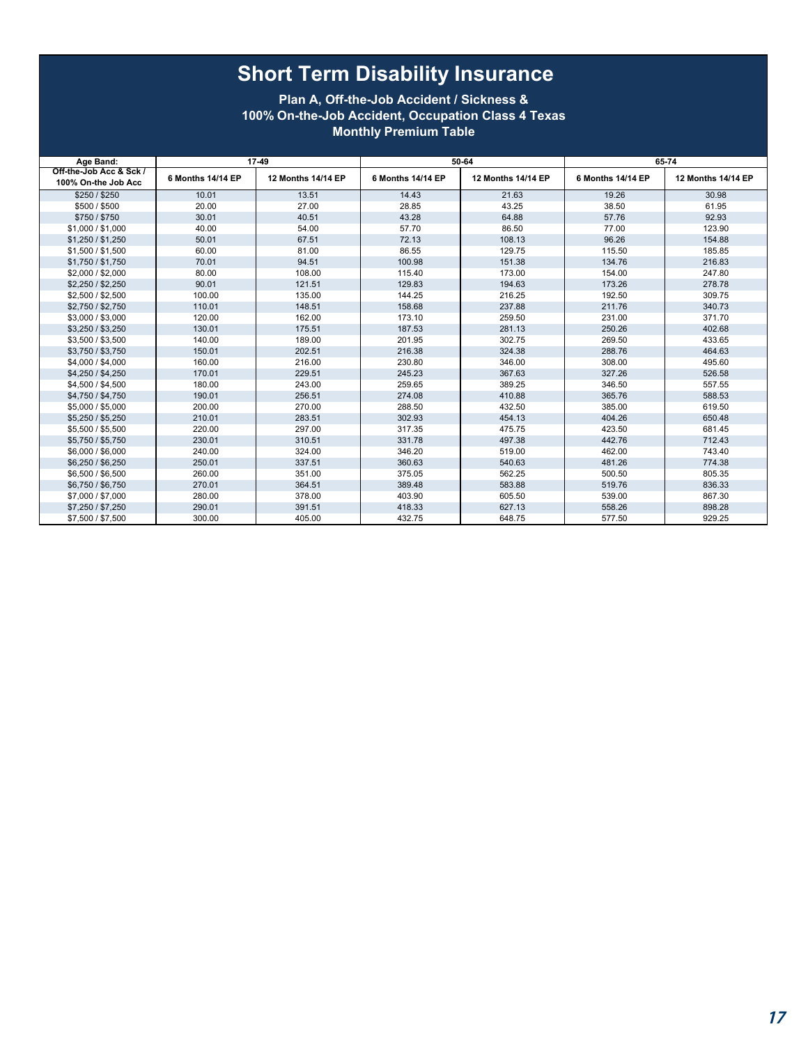# Short Term Disability Insurance

**Plan A, Off-the-Job Accident / Sickness &**
**100% On-the-Job Accident, Occupation Class 4 Texas**
**Monthly Premium Table**

| Age Band: | 17-49 | | 50-64 | | 65-74 | |
|---|---|---|---|---|---|---|
| Off-the-Job Acc & Sck / 100% On-the Job Acc | 6 Months 14/14 EP | 12 Months 14/14 EP | 6 Months 14/14 EP | 12 Months 14/14 EP | 6 Months 14/14 EP | 12 Months 14/14 EP |
| $250 / $250 | 10.01 | 13.51 | 14.43 | 21.63 | 19.26 | 30.98 |
| $500 / $500 | 20.00 | 27.00 | 28.85 | 43.25 | 38.50 | 61.95 |
| $750 / $750 | 30.01 | 40.51 | 43.28 | 64.88 | 57.76 | 92.93 |
| $1,000 / $1,000 | 40.00 | 54.00 | 57.70 | 86.50 | 77.00 | 123.90 |
| $1,250 / $1,250 | 50.01 | 67.51 | 72.13 | 108.13 | 96.26 | 154.88 |
| $1,500 / $1,500 | 60.00 | 81.00 | 86.55 | 129.75 | 115.50 | 185.85 |
| $1,750 / $1,750 | 70.01 | 94.51 | 100.98 | 151.38 | 134.76 | 216.83 |
| $2,000 / $2,000 | 80.00 | 108.00 | 115.40 | 173.00 | 154.00 | 247.80 |
| $2,250 / $2,250 | 90.01 | 121.51 | 129.83 | 194.63 | 173.26 | 278.78 |
| $2,500 / $2,500 | 100.00 | 135.00 | 144.25 | 216.25 | 192.50 | 309.75 |
| $2,750 / $2,750 | 110.01 | 148.51 | 158.68 | 237.88 | 211.76 | 340.73 |
| $3,000 / $3,000 | 120.00 | 162.00 | 173.10 | 259.50 | 231.00 | 371.70 |
| $3,250 / $3,250 | 130.01 | 175.51 | 187.53 | 281.13 | 250.26 | 402.68 |
| $3,500 / $3,500 | 140.00 | 189.00 | 201.95 | 302.75 | 269.50 | 433.65 |
| $3,750 / $3,750 | 150.01 | 202.51 | 216.38 | 324.38 | 288.76 | 464.63 |
| $4,000 / $4,000 | 160.00 | 216.00 | 230.80 | 346.00 | 308.00 | 495.60 |
| $4,250 / $4,250 | 170.01 | 229.51 | 245.23 | 367.63 | 327.26 | 526.58 |
| $4,500 / $4,500 | 180.00 | 243.00 | 259.65 | 389.25 | 346.50 | 557.55 |
| $4,750 / $4,750 | 190.01 | 256.51 | 274.08 | 410.88 | 365.76 | 588.53 |
| $5,000 / $5,000 | 200.00 | 270.00 | 288.50 | 432.50 | 385.00 | 619.50 |
| $5,250 / $5,250 | 210.01 | 283.51 | 302.93 | 454.13 | 404.26 | 650.48 |
| $5,500 / $5,500 | 220.00 | 297.00 | 317.35 | 475.75 | 423.50 | 681.45 |
| $5,750 / $5,750 | 230.01 | 310.51 | 331.78 | 497.38 | 442.76 | 712.43 |
| $6,000 / $6,000 | 240.00 | 324.00 | 346.20 | 519.00 | 462.00 | 743.40 |
| $6,250 / $6,250 | 250.01 | 337.51 | 360.63 | 540.63 | 481.26 | 774.38 |
| $6,500 / $6,500 | 260.00 | 351.00 | 375.05 | 562.25 | 500.50 | 805.35 |
| $6,750 / $6,750 | 270.01 | 364.51 | 389.48 | 583.88 | 519.76 | 836.33 |
| $7,000 / $7,000 | 280.00 | 378.00 | 403.90 | 605.50 | 539.00 | 867.30 |
| $7,250 / $7,250 | 290.01 | 391.51 | 418.33 | 627.13 | 558.26 | 898.28 |
| $7,500 / $7,500 | 300.00 | 405.00 | 432.75 | 648.75 | 577.50 | 929.25 |